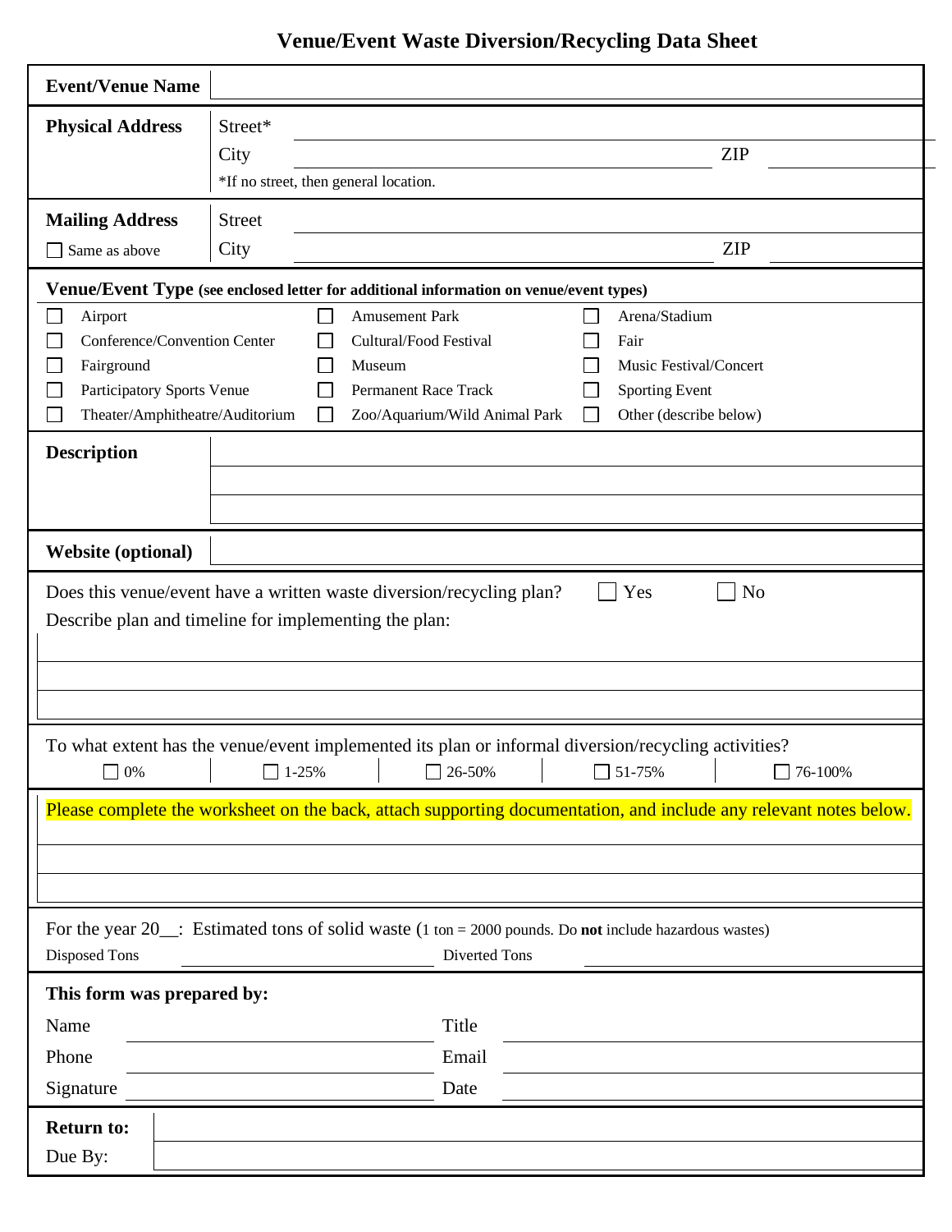# Venue/Event Waste Diversion/Recycling Data Sheet

| | |
|---|---|
| **Event/Venue Name** | |

**Physical Address**

Street* ______________________

City ______________________ ZIP ____________

*If no street, then general location.

**Mailing Address**

☐ Same as above

Street ______________________

City ______________________ ZIP ____________

**Venue/Event Type** (see enclosed letter for additional information on venue/event types)

| | | |
|---|---|---|
| ☐ Airport | ☐ Amusement Park | ☐ Arena/Stadium |
| ☐ Conference/Convention Center | ☐ Cultural/Food Festival | ☐ Fair |
| ☐ Fairground | ☐ Museum | ☐ Music Festival/Concert |
| ☐ Participatory Sports Venue | ☐ Permanent Race Track | ☐ Sporting Event |
| ☐ Theater/Amphitheatre/Auditorium | ☐ Zoo/Aquarium/Wild Animal Park | ☐ Other (describe below) |

**Description** ______________________

**Website (optional)** ______________________

Does this venue/event have a written waste diversion/recycling plan? ☐ Yes ☐ No

Describe plan and timeline for implementing the plan:

______________________

To what extent has the venue/event implemented its plan or informal diversion/recycling activities?

☐ 0% ☐ 1-25% ☐ 26-50% ☐ 51-75% ☐ 76-100%

Please complete the worksheet on the back, attach supporting documentation, and include any relevant notes below.

______________________

For the year 20__: Estimated tons of solid waste (1 ton = 2000 pounds. Do **not** include hazardous wastes)

Disposed Tons ____________ Diverted Tons ____________

**This form was prepared by:**

Name ____________ Title ____________

Phone ____________ Email ____________

Signature ____________ Date ____________

**Return to:** ______________________

Due By: ______________________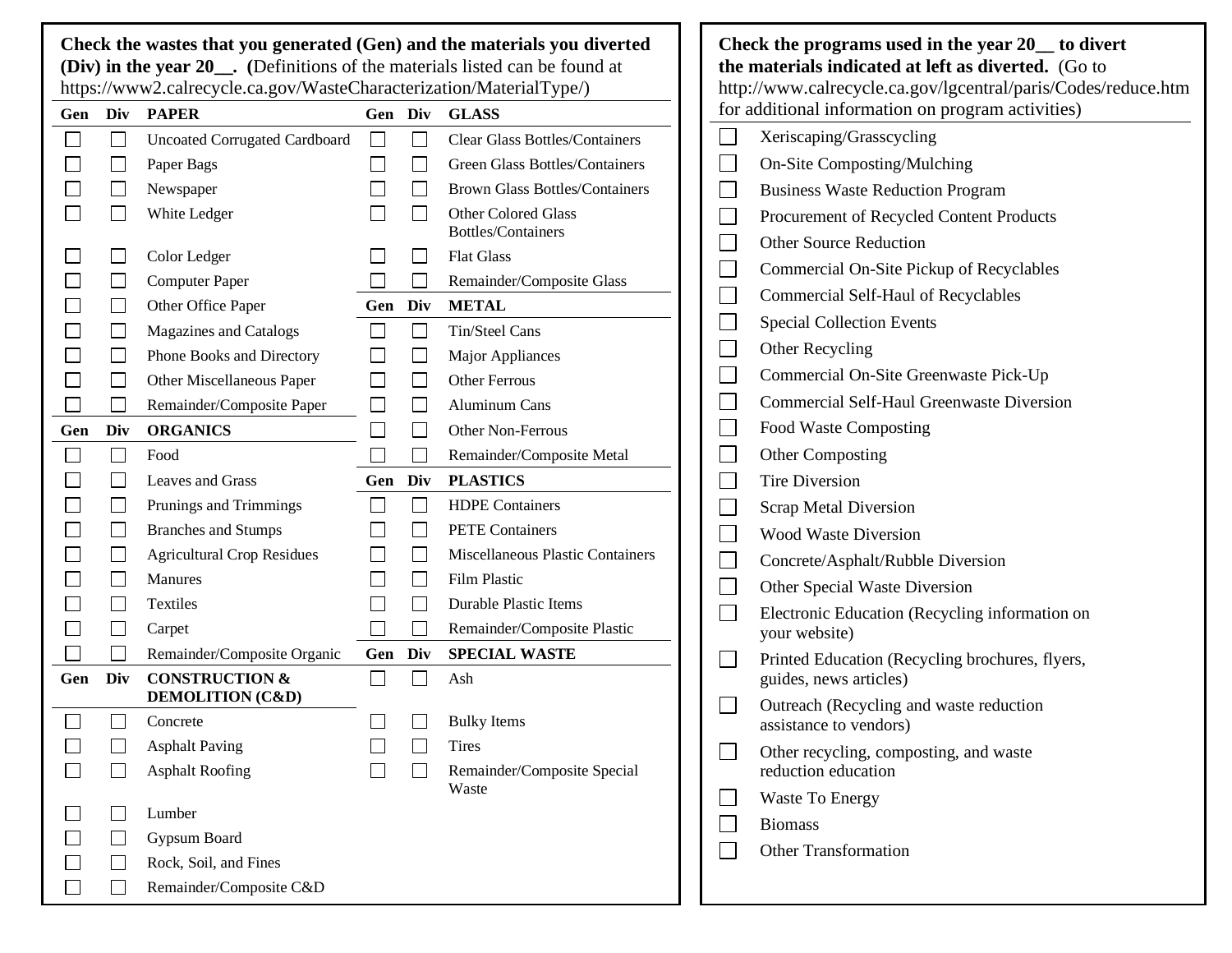**Check the wastes that you generated (Gen) and the materials you diverted (Div) in the year 20__. (**Definitions of the materials listed can be found at https://www2.calrecycle.ca.gov/WasteCharacterization/MaterialType/)

| Gen | Div | PAPER |
|---|---|---|
| ☐ | ☐ | Uncoated Corrugated Cardboard |
| ☐ | ☐ | Paper Bags |
| ☐ | ☐ | Newspaper |
| ☐ | ☐ | White Ledger |
| ☐ | ☐ | Color Ledger |
| ☐ | ☐ | Computer Paper |
| ☐ | ☐ | Other Office Paper |
| ☐ | ☐ | Magazines and Catalogs |
| ☐ | ☐ | Phone Books and Directory |
| ☐ | ☐ | Other Miscellaneous Paper |
| ☐ | ☐ | Remainder/Composite Paper |

| Gen | Div | ORGANICS |
|---|---|---|
| ☐ | ☐ | Food |
| ☐ | ☐ | Leaves and Grass |
| ☐ | ☐ | Prunings and Trimmings |
| ☐ | ☐ | Branches and Stumps |
| ☐ | ☐ | Agricultural Crop Residues |
| ☐ | ☐ | Manures |
| ☐ | ☐ | Textiles |
| ☐ | ☐ | Carpet |
| ☐ | ☐ | Remainder/Composite Organic |

| Gen | Div | CONSTRUCTION & DEMOLITION (C&D) |
|---|---|---|
| ☐ | ☐ | Concrete |
| ☐ | ☐ | Asphalt Paving |
| ☐ | ☐ | Asphalt Roofing |
| ☐ | ☐ | Lumber |
| ☐ | ☐ | Gypsum Board |
| ☐ | ☐ | Rock, Soil, and Fines |
| ☐ | ☐ | Remainder/Composite C&D |

| Gen | Div | GLASS |
|---|---|---|
| ☐ | ☐ | Clear Glass Bottles/Containers |
| ☐ | ☐ | Green Glass Bottles/Containers |
| ☐ | ☐ | Brown Glass Bottles/Containers |
| ☐ | ☐ | Other Colored Glass Bottles/Containers |
| ☐ | ☐ | Flat Glass |
| ☐ | ☐ | Remainder/Composite Glass |

| Gen | Div | METAL |
|---|---|---|
| ☐ | ☐ | Tin/Steel Cans |
| ☐ | ☐ | Major Appliances |
| ☐ | ☐ | Other Ferrous |
| ☐ | ☐ | Aluminum Cans |
| ☐ | ☐ | Other Non-Ferrous |
| ☐ | ☐ | Remainder/Composite Metal |

| Gen | Div | PLASTICS |
|---|---|---|
| ☐ | ☐ | HDPE Containers |
| ☐ | ☐ | PETE Containers |
| ☐ | ☐ | Miscellaneous Plastic Containers |
| ☐ | ☐ | Film Plastic |
| ☐ | ☐ | Durable Plastic Items |
| ☐ | ☐ | Remainder/Composite Plastic |

| Gen | Div | SPECIAL WASTE |
|---|---|---|
| ☐ | ☐ | Ash |
| ☐ | ☐ | Bulky Items |
| ☐ | ☐ | Tires |
| ☐ | ☐ | Remainder/Composite Special Waste |

**Check the programs used in the year 20__ to divert the materials indicated at left as diverted.** (Go to http://www.calrecycle.ca.gov/lgcentral/paris/Codes/reduce.htm for additional information on program activities)

- ☐ Xeriscaping/Grasscycling
- ☐ On-Site Composting/Mulching
- ☐ Business Waste Reduction Program
- ☐ Procurement of Recycled Content Products
- ☐ Other Source Reduction
- ☐ Commercial On-Site Pickup of Recyclables
- ☐ Commercial Self-Haul of Recyclables
- ☐ Special Collection Events
- ☐ Other Recycling
- ☐ Commercial On-Site Greenwaste Pick-Up
- ☐ Commercial Self-Haul Greenwaste Diversion
- ☐ Food Waste Composting
- ☐ Other Composting
- ☐ Tire Diversion
- ☐ Scrap Metal Diversion
- ☐ Wood Waste Diversion
- ☐ Concrete/Asphalt/Rubble Diversion
- ☐ Other Special Waste Diversion
- ☐ Electronic Education (Recycling information on your website)
- ☐ Printed Education (Recycling brochures, flyers, guides, news articles)
- ☐ Outreach (Recycling and waste reduction assistance to vendors)
- ☐ Other recycling, composting, and waste reduction education
- ☐ Waste To Energy
- ☐ Biomass
- ☐ Other Transformation